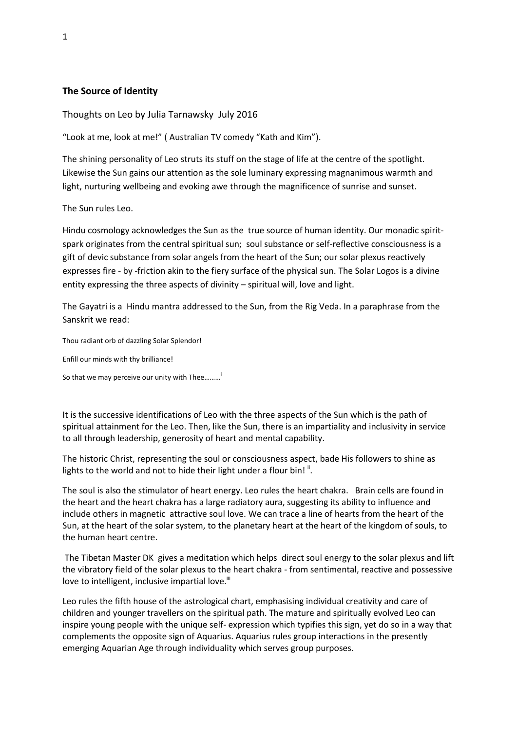**The Source of Identity**

Thoughts on Leo by Julia Tarnawsky July 2016

"Look at me, look at me!" ( Australian TV comedy "Kath and Kim").

The shining personality of Leo struts its stuff on the stage of life at the centre of the spotlight. Likewise the Sun gains our attention as the sole luminary expressing magnanimous warmth and light, nurturing wellbeing and evoking awe through the magnificence of sunrise and sunset.

The Sun rules Leo.

Hindu cosmology acknowledges the Sun as the true source of human identity. Our monadic spirit-spark originates from the central spiritual sun; soul substance or self-reflective consciousness is a gift of devic substance from solar angels from the heart of the Sun; our solar plexus reactively expresses fire - by -friction akin to the fiery surface of the physical sun. The Solar Logos is a divine entity expressing the three aspects of divinity – spiritual will, love and light.

The Gayatri is a Hindu mantra addressed to the Sun, from the Rig Veda. In a paraphrase from the Sanskrit we read:

Thou radiant orb of dazzling Solar Splendor!

Enfill our minds with thy brilliance!

So that we may perceive our unity with Thee……..[i]

It is the successive identifications of Leo with the three aspects of the Sun which is the path of spiritual attainment for the Leo. Then, like the Sun, there is an impartiality and inclusivity in service to all through leadership, generosity of heart and mental capability.

The historic Christ, representing the soul or consciousness aspect, bade His followers to shine as lights to the world and not to hide their light under a flour bin! [ii].

The soul is also the stimulator of heart energy. Leo rules the heart chakra. Brain cells are found in the heart and the heart chakra has a large radiatory aura, suggesting its ability to influence and include others in magnetic attractive soul love. We can trace a line of hearts from the heart of the Sun, at the heart of the solar system, to the planetary heart at the heart of the kingdom of souls, to the human heart centre.

The Tibetan Master DK gives a meditation which helps direct soul energy to the solar plexus and lift the vibratory field of the solar plexus to the heart chakra - from sentimental, reactive and possessive love to intelligent, inclusive impartial love.[iii]

Leo rules the fifth house of the astrological chart, emphasising individual creativity and care of children and younger travellers on the spiritual path. The mature and spiritually evolved Leo can inspire young people with the unique self- expression which typifies this sign, yet do so in a way that complements the opposite sign of Aquarius. Aquarius rules group interactions in the presently emerging Aquarian Age through individuality which serves group purposes.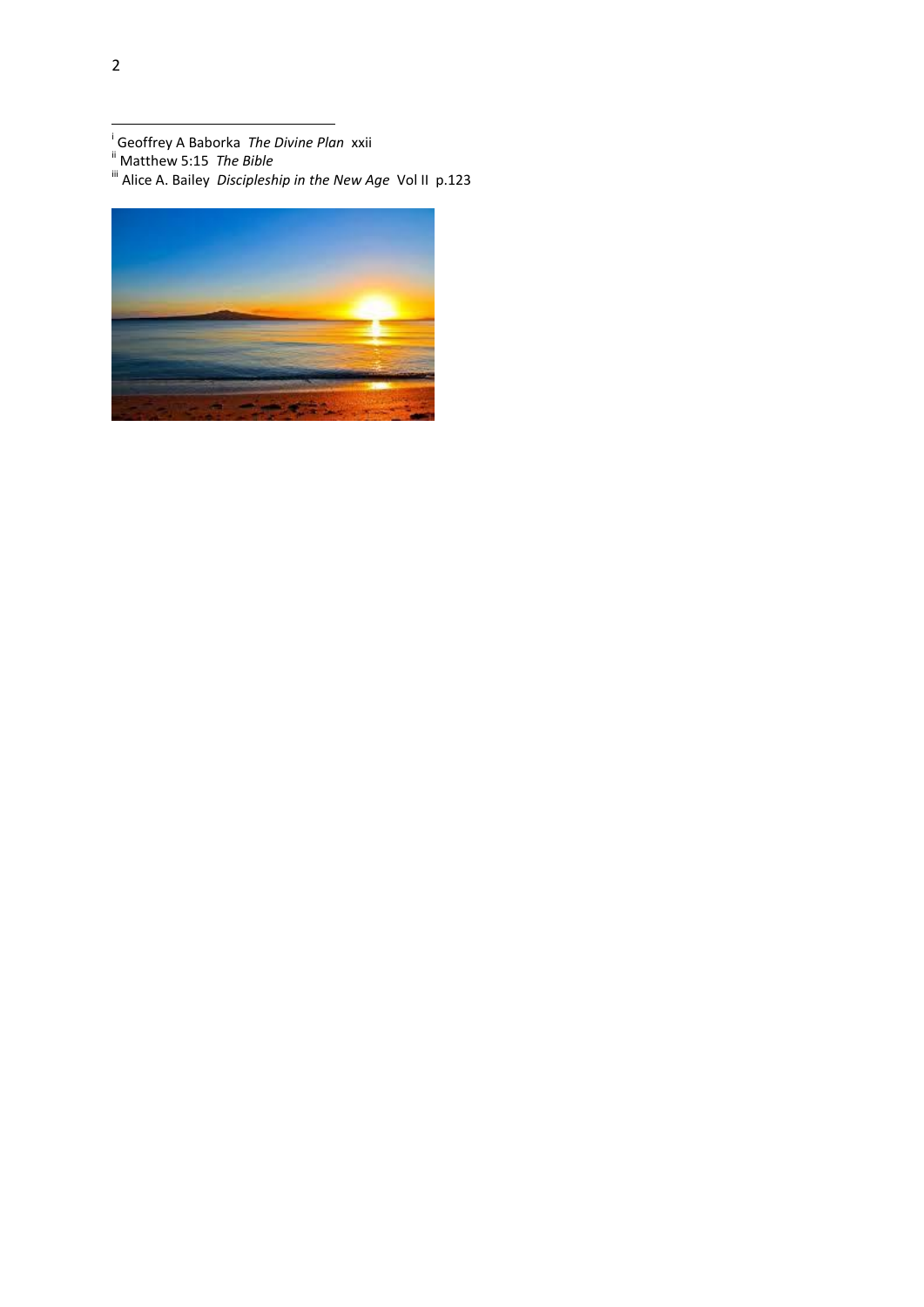[i] Geoffrey A Baborka *The Divine Plan* xxii

[ii] Matthew 5:15 *The Bible*

[iii] Alice A. Bailey *Discipleship in the New Age* Vol II p.123